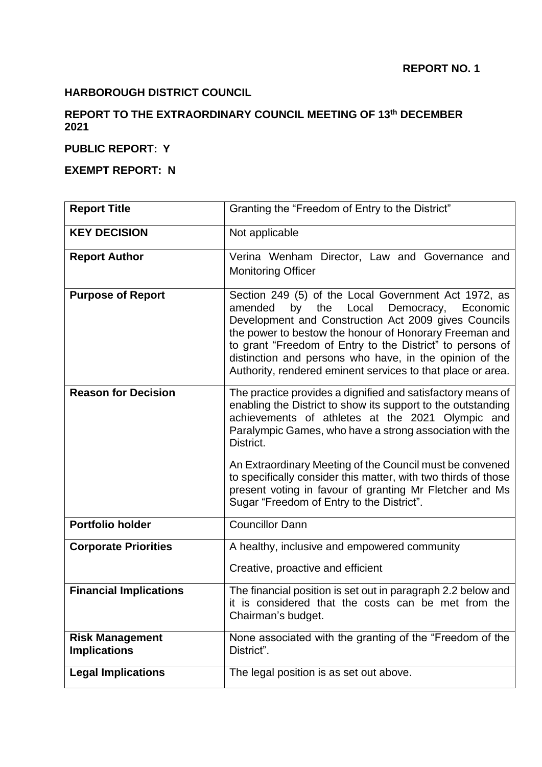**REPORT NO. 1**

**HARBOROUGH DISTRICT COUNCIL**

**REPORT TO THE EXTRAORDINARY COUNCIL MEETING OF 13th DECEMBER 2021**

**PUBLIC REPORT: Y**

**EXEMPT REPORT: N**

| **Report Title** | Granting the "Freedom of Entry to the District" |
|---|---|
| **KEY DECISION** | Not applicable |
| **Report Author** | Verina Wenham Director, Law and Governance and Monitoring Officer |
| **Purpose of Report** | Section 249 (5) of the Local Government Act 1972, as amended by the Local Democracy, Economic Development and Construction Act 2009 gives Councils the power to bestow the honour of Honorary Freeman and to grant "Freedom of Entry to the District" to persons of distinction and persons who have, in the opinion of the Authority, rendered eminent services to that place or area. |
| **Reason for Decision** | The practice provides a dignified and satisfactory means of enabling the District to show its support to the outstanding achievements of athletes at the 2021 Olympic and Paralympic Games, who have a strong association with the District.<br><br>An Extraordinary Meeting of the Council must be convened to specifically consider this matter, with two thirds of those present voting in favour of granting Mr Fletcher and Ms Sugar "Freedom of Entry to the District". |
| **Portfolio holder** | Councillor Dann |
| **Corporate Priorities** | A healthy, inclusive and empowered community<br><br>Creative, proactive and efficient |
| **Financial Implications** | The financial position is set out in paragraph 2.2 below and it is considered that the costs can be met from the Chairman's budget. |
| **Risk Management Implications** | None associated with the granting of the "Freedom of the District". |
| **Legal Implications** | The legal position is as set out above. |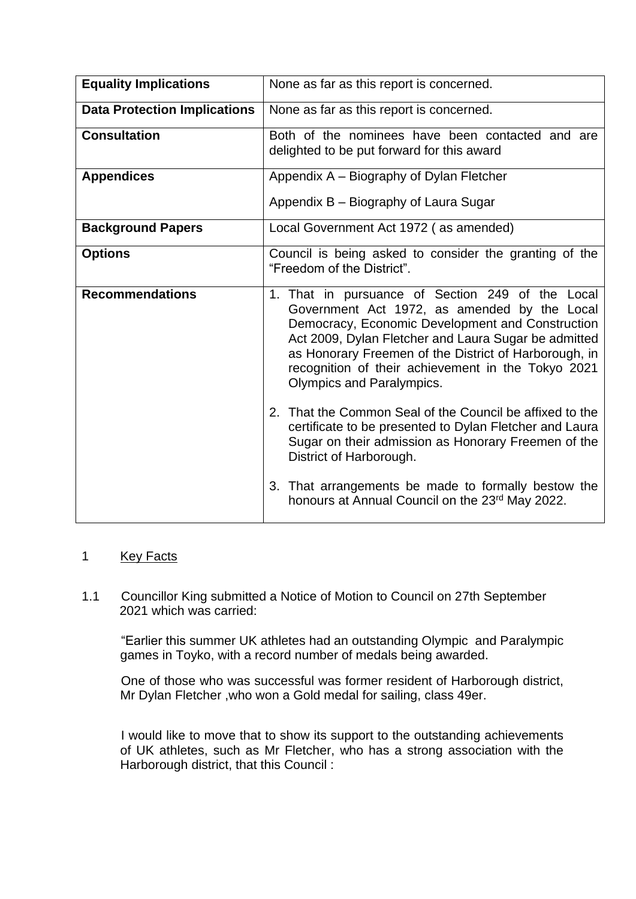| | |
|---|---|
| **Equality Implications** | None as far as this report is concerned. |
| **Data Protection Implications** | None as far as this report is concerned. |
| **Consultation** | Both of the nominees have been contacted and are delighted to be put forward for this award |
| **Appendices** | Appendix A – Biography of Dylan Fletcher<br><br>Appendix B – Biography of Laura Sugar |
| **Background Papers** | Local Government Act 1972 ( as amended) |
| **Options** | Council is being asked to consider the granting of the "Freedom of the District". |
| **Recommendations** | 1. That in pursuance of Section 249 of the Local Government Act 1972, as amended by the Local Democracy, Economic Development and Construction Act 2009, Dylan Fletcher and Laura Sugar be admitted as Honorary Freemen of the District of Harborough, in recognition of their achievement in the Tokyo 2021 Olympics and Paralympics.<br><br>2. That the Common Seal of the Council be affixed to the certificate to be presented to Dylan Fletcher and Laura Sugar on their admission as Honorary Freemen of the District of Harborough.<br><br>3. That arrangements be made to formally bestow the honours at Annual Council on the 23rd May 2022. |

1 Key Facts

1.1 Councillor King submitted a Notice of Motion to Council on 27th September 2021 which was carried:

"Earlier this summer UK athletes had an outstanding Olympic and Paralympic games in Toyko, with a record number of medals being awarded.

One of those who was successful was former resident of Harborough district, Mr Dylan Fletcher ,who won a Gold medal for sailing, class 49er.

I would like to move that to show its support to the outstanding achievements of UK athletes, such as Mr Fletcher, who has a strong association with the Harborough district, that this Council :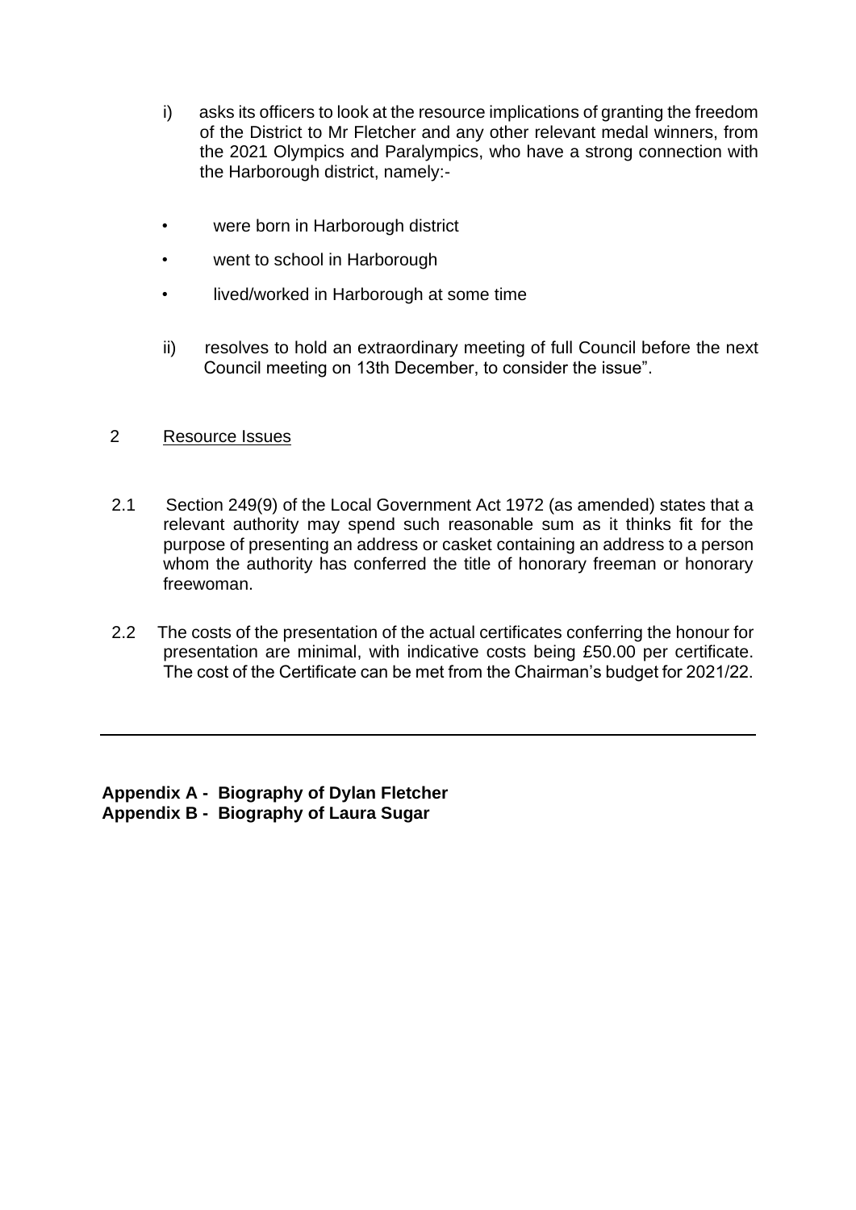i) asks its officers to look at the resource implications of granting the freedom of the District to Mr Fletcher and any other relevant medal winners, from the 2021 Olympics and Paralympics, who have a strong connection with the Harborough district, namely:-

- were born in Harborough district
- went to school in Harborough
- lived/worked in Harborough at some time

ii) resolves to hold an extraordinary meeting of full Council before the next Council meeting on 13th December, to consider the issue".

## 2 Resource Issues

2.1 Section 249(9) of the Local Government Act 1972 (as amended) states that a relevant authority may spend such reasonable sum as it thinks fit for the purpose of presenting an address or casket containing an address to a person whom the authority has conferred the title of honorary freeman or honorary freewoman.

2.2 The costs of the presentation of the actual certificates conferring the honour for presentation are minimal, with indicative costs being £50.00 per certificate. The cost of the Certificate can be met from the Chairman's budget for 2021/22.

---

**Appendix A - Biography of Dylan Fletcher**
**Appendix B - Biography of Laura Sugar**